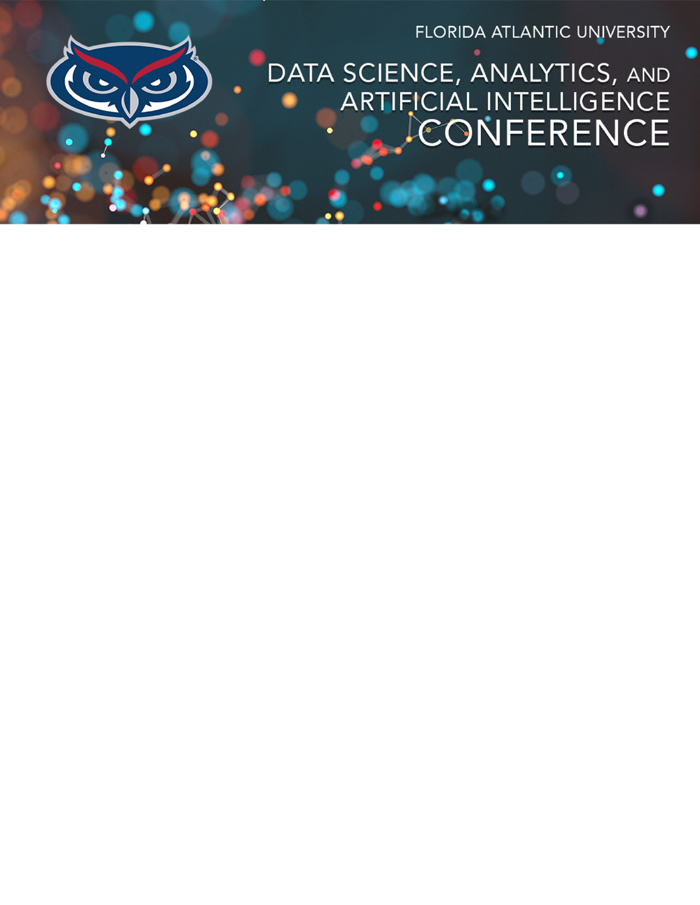FLORIDA ATLANTIC UNIVERSITY

# DATA SCIENCE, ANALYTICS, AND ARTIFICIAL INTELLIGENCE CONFERENCE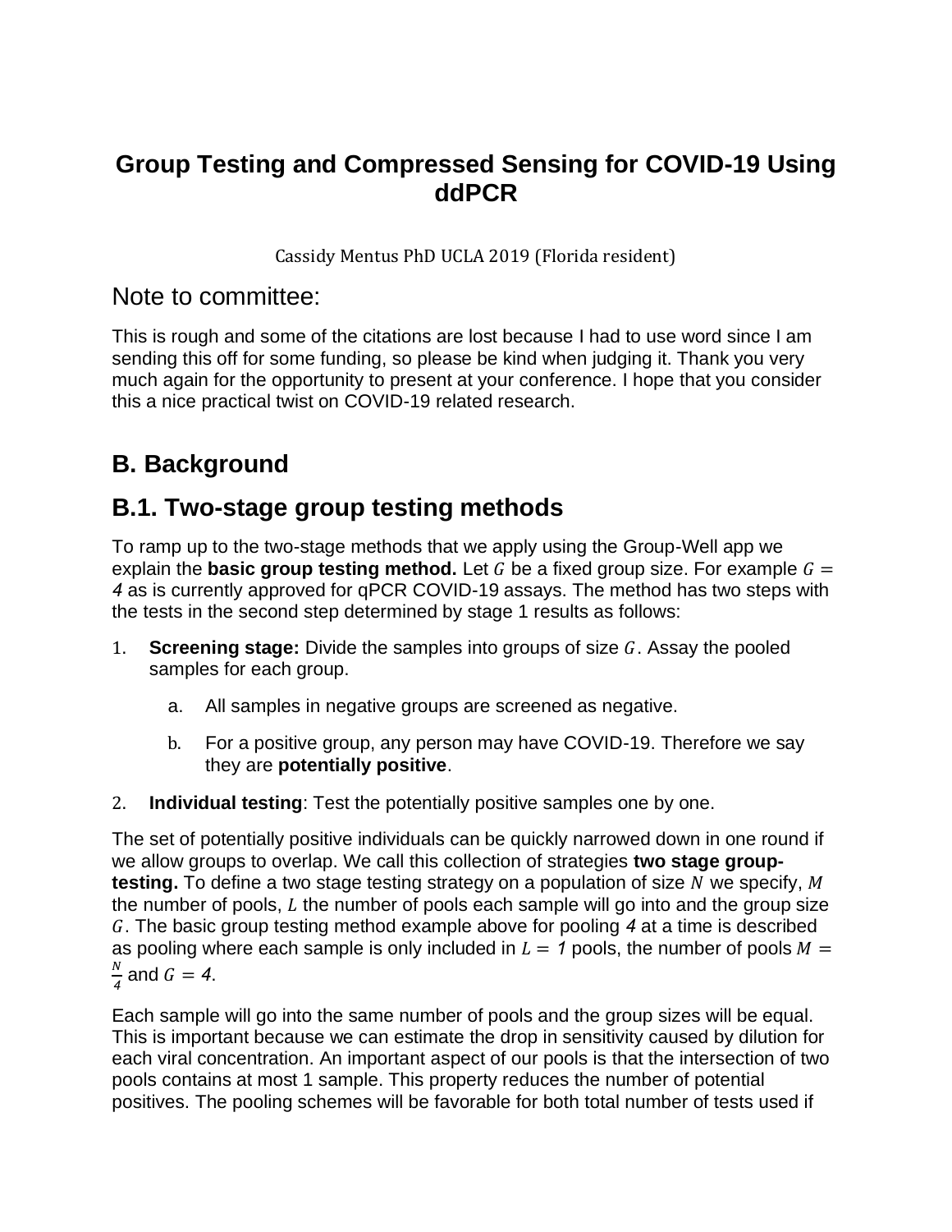# Group Testing and Compressed Sensing for COVID-19 Using ddPCR

Cassidy Mentus PhD UCLA 2019 (Florida resident)

## Note to committee:

This is rough and some of the citations are lost because I had to use word since I am sending this off for some funding, so please be kind when judging it. Thank you very much again for the opportunity to present at your conference. I hope that you consider this a nice practical twist on COVID-19 related research.

## B. Background

## B.1. Two-stage group testing methods

To ramp up to the two-stage methods that we apply using the Group-Well app we explain the **basic group testing method.** Let $G$ be a fixed group size. For example $G = 4$ as is currently approved for qPCR COVID-19 assays. The method has two steps with the tests in the second step determined by stage 1 results as follows:

1. **Screening stage:** Divide the samples into groups of size $G$. Assay the pooled samples for each group.
   a. All samples in negative groups are screened as negative.
   b. For a positive group, any person may have COVID-19. Therefore we say they are **potentially positive**.
2. **Individual testing**: Test the potentially positive samples one by one.

The set of potentially positive individuals can be quickly narrowed down in one round if we allow groups to overlap. We call this collection of strategies **two stage group-testing.** To define a two stage testing strategy on a population of size $N$ we specify, $M$ the number of pools, $L$ the number of pools each sample will go into and the group size $G$. The basic group testing method example above for pooling $4$ at a time is described as pooling where each sample is only included in $L = 1$ pools, the number of pools $M = \frac{N}{4}$ and $G = 4$.

Each sample will go into the same number of pools and the group sizes will be equal. This is important because we can estimate the drop in sensitivity caused by dilution for each viral concentration. An important aspect of our pools is that the intersection of two pools contains at most 1 sample. This property reduces the number of potential positives. The pooling schemes will be favorable for both total number of tests used if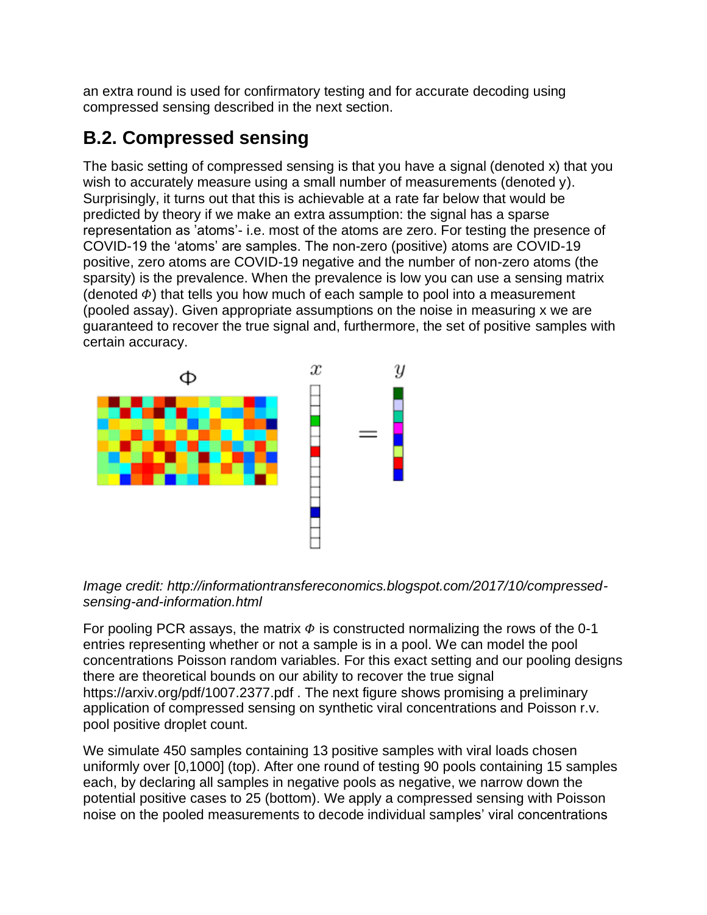an extra round is used for confirmatory testing and for accurate decoding using compressed sensing described in the next section.

## B.2. Compressed sensing

The basic setting of compressed sensing is that you have a signal (denoted x) that you wish to accurately measure using a small number of measurements (denoted y). Surprisingly, it turns out that this is achievable at a rate far below that would be predicted by theory if we make an extra assumption: the signal has a sparse representation as 'atoms'- i.e. most of the atoms are zero. For testing the presence of COVID-19 the 'atoms' are samples. The non-zero (positive) atoms are COVID-19 positive, zero atoms are COVID-19 negative and the number of non-zero atoms (the sparsity) is the prevalence. When the prevalence is low you can use a sensing matrix (denoted $\Phi$) that tells you how much of each sample to pool into a measurement (pooled assay). Given appropriate assumptions on the noise in measuring x we are guaranteed to recover the true signal and, furthermore, the set of positive samples with certain accuracy.

$\Phi$

$x$

$y$

$=$

*Image credit: http://informationtransfereconomics.blogspot.com/2017/10/compressed-sensing-and-information.html*

For pooling PCR assays, the matrix $\Phi$ is constructed normalizing the rows of the 0-1 entries representing whether or not a sample is in a pool. We can model the pool concentrations Poisson random variables. For this exact setting and our pooling designs there are theoretical bounds on our ability to recover the true signal https://arxiv.org/pdf/1007.2377.pdf . The next figure shows promising a preliminary application of compressed sensing on synthetic viral concentrations and Poisson r.v. pool positive droplet count.

We simulate 450 samples containing 13 positive samples with viral loads chosen uniformly over [0,1000] (top). After one round of testing 90 pools containing 15 samples each, by declaring all samples in negative pools as negative, we narrow down the potential positive cases to 25 (bottom). We apply a compressed sensing with Poisson noise on the pooled measurements to decode individual samples' viral concentrations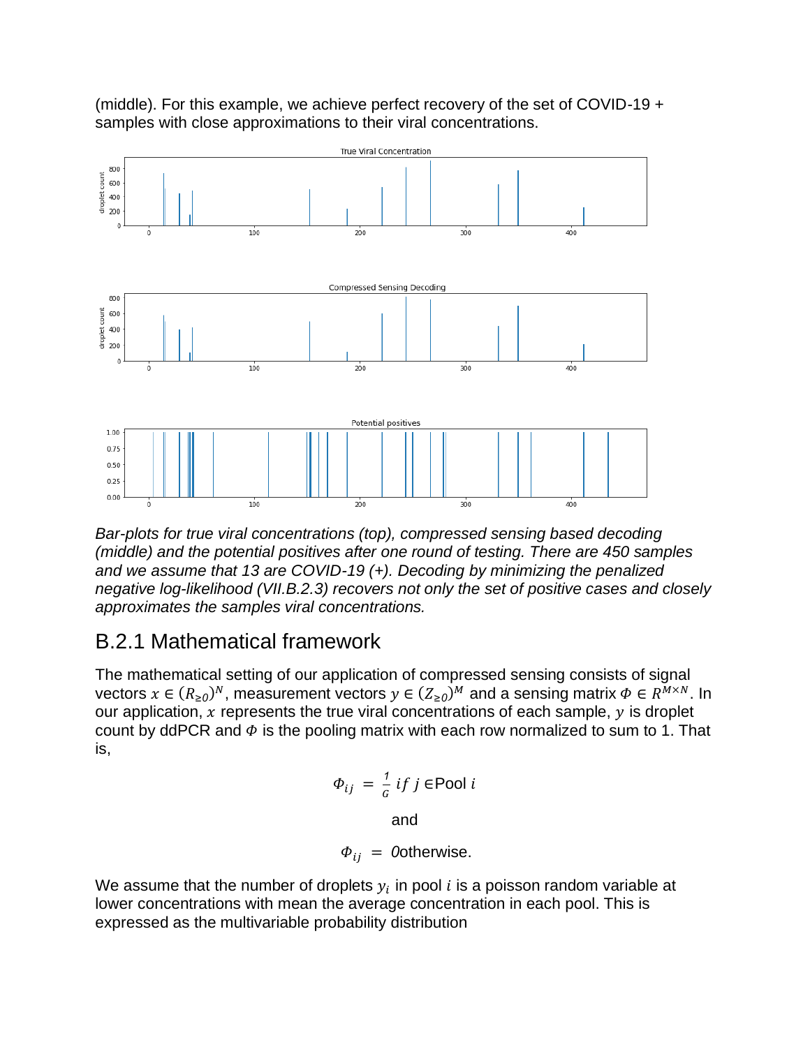(middle). For this example, we achieve perfect recovery of the set of COVID-19 + samples with close approximations to their viral concentrations.

True Viral Concentration

droplet count

800
600
400
200
0

0 100 200 300 400

Compressed Sensing Decoding

droplet count

800
600
400
200
0

0 100 200 300 400

Potential positives

1.00
0.75
0.50
0.25
0.00

0 100 200 300 400

*Bar-plots for true viral concentrations (top), compressed sensing based decoding (middle) and the potential positives after one round of testing. There are 450 samples and we assume that 13 are COVID-19 (+). Decoding by minimizing the penalized negative log-likelihood (VII.B.2.3) recovers not only the set of positive cases and closely approximates the samples viral concentrations.*

## B.2.1 Mathematical framework

The mathematical setting of our application of compressed sensing consists of signal vectors $x \in (R_{\geq 0})^N$, measurement vectors $y \in (Z_{\geq 0})^M$ and a sensing matrix $\Phi \in R^{M \times N}$. In our application, $x$ represents the true viral concentrations of each sample, $y$ is droplet count by ddPCR and $\Phi$ is the pooling matrix with each row normalized to sum to 1. That is,

$$\Phi_{ij} = \frac{1}{G} \; if \; j \in \text{Pool } i$$

and

$$\Phi_{ij} = 0 \text{otherwise.}$$

We assume that the number of droplets $y_i$ in pool $i$ is a poisson random variable at lower concentrations with mean the average concentration in each pool. This is expressed as the multivariable probability distribution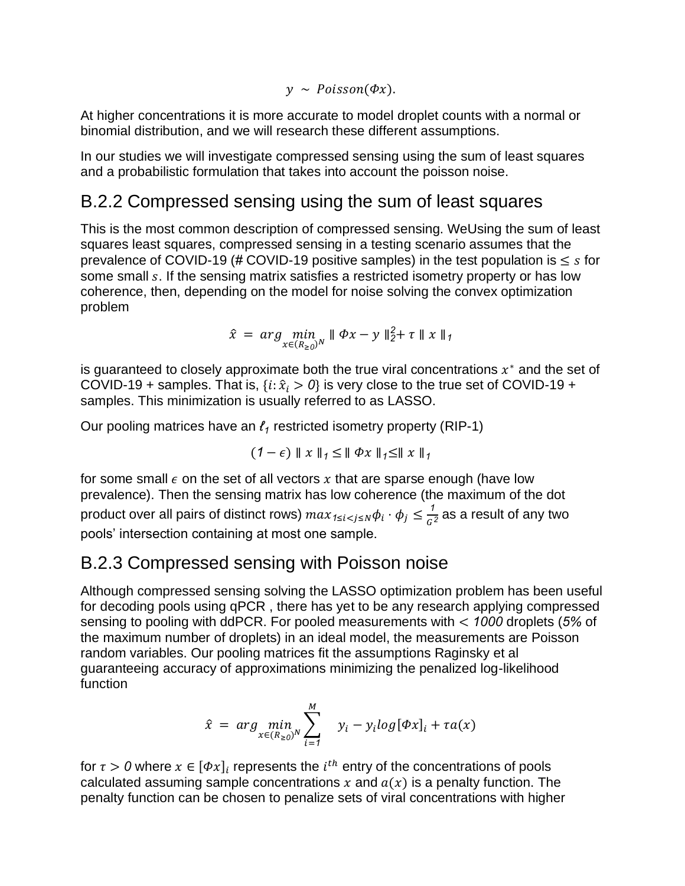$$y \sim Poisson(\Phi x).$$

At higher concentrations it is more accurate to model droplet counts with a normal or binomial distribution, and we will research these different assumptions.

In our studies we will investigate compressed sensing using the sum of least squares and a probabilistic formulation that takes into account the poisson noise.

## B.2.2 Compressed sensing using the sum of least squares

This is the most common description of compressed sensing. WeUsing the sum of least squares least squares, compressed sensing in a testing scenario assumes that the prevalence of COVID-19 (# COVID-19 positive samples) in the test population is $\leq s$ for some small $s$. If the sensing matrix satisfies a restricted isometry property or has low coherence, then, depending on the model for noise solving the convex optimization problem

$$\hat{x} = arg \min_{x \in (R_{\geq 0})^N} \| \Phi x - y \|_2^2 + \tau \| x \|_1$$

is guaranteed to closely approximate both the true viral concentrations $x^*$ and the set of COVID-19 + samples. That is, $\{i: \hat{x}_i > 0\}$ is very close to the true set of COVID-19 + samples. This minimization is usually referred to as LASSO.

Our pooling matrices have an $\ell_1$ restricted isometry property (RIP-1)

$$(1 - \epsilon) \| x \|_1 \leq \| \Phi x \|_1 \leq \| x \|_1$$

for some small $\epsilon$ on the set of all vectors $x$ that are sparse enough (have low prevalence). Then the sensing matrix has low coherence (the maximum of the dot product over all pairs of distinct rows) $max_{1 \leq i < j \leq N} \phi_i \cdot \phi_j \leq \frac{1}{G^2}$ as a result of any two pools' intersection containing at most one sample.

## B.2.3 Compressed sensing with Poisson noise

Although compressed sensing solving the LASSO optimization problem has been useful for decoding pools using qPCR , there has yet to be any research applying compressed sensing to pooling with ddPCR. For pooled measurements with $< 1000$ droplets ($5\%$ of the maximum number of droplets) in an ideal model, the measurements are Poisson random variables. Our pooling matrices fit the assumptions Raginsky et al guaranteeing accuracy of approximations minimizing the penalized log-likelihood function

$$\hat{x} = arg \min_{x \in (R_{\geq 0})^N} \sum_{i=1}^{M} \quad y_i - y_i log[\Phi x]_i + \tau a(x)$$

for $\tau > 0$ where $x \in [\Phi x]_i$ represents the $i^{th}$ entry of the concentrations of pools calculated assuming sample concentrations $x$ and $a(x)$ is a penalty function. The penalty function can be chosen to penalize sets of viral concentrations with higher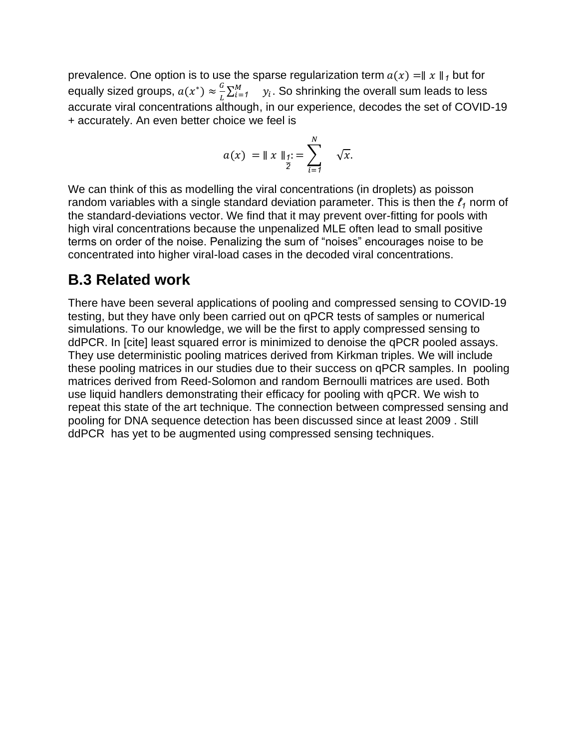prevalence. One option is to use the sparse regularization term $a(x) = \| x \|_1$ but for equally sized groups, $a(x^*) \approx \frac{G}{L}\sum_{i=1}^{M} y_i$. So shrinking the overall sum leads to less accurate viral concentrations although, in our experience, decodes the set of COVID-19 + accurately. An even better choice we feel is

$$a(x) = \| x \|_{\frac{1}{2}} := \sum_{i=1}^{N} \sqrt{x}.$$

We can think of this as modelling the viral concentrations (in droplets) as poisson random variables with a single standard deviation parameter. This is then the $\ell_1$ norm of the standard-deviations vector. We find that it may prevent over-fitting for pools with high viral concentrations because the unpenalized MLE often lead to small positive terms on order of the noise. Penalizing the sum of "noises" encourages noise to be concentrated into higher viral-load cases in the decoded viral concentrations.

## B.3 Related work

There have been several applications of pooling and compressed sensing to COVID-19 testing, but they have only been carried out on qPCR tests of samples or numerical simulations. To our knowledge, we will be the first to apply compressed sensing to ddPCR. In [cite] least squared error is minimized to denoise the qPCR pooled assays. They use deterministic pooling matrices derived from Kirkman triples. We will include these pooling matrices in our studies due to their success on qPCR samples. In pooling matrices derived from Reed-Solomon and random Bernoulli matrices are used. Both use liquid handlers demonstrating their efficacy for pooling with qPCR. We wish to repeat this state of the art technique. The connection between compressed sensing and pooling for DNA sequence detection has been discussed since at least 2009 . Still ddPCR has yet to be augmented using compressed sensing techniques.